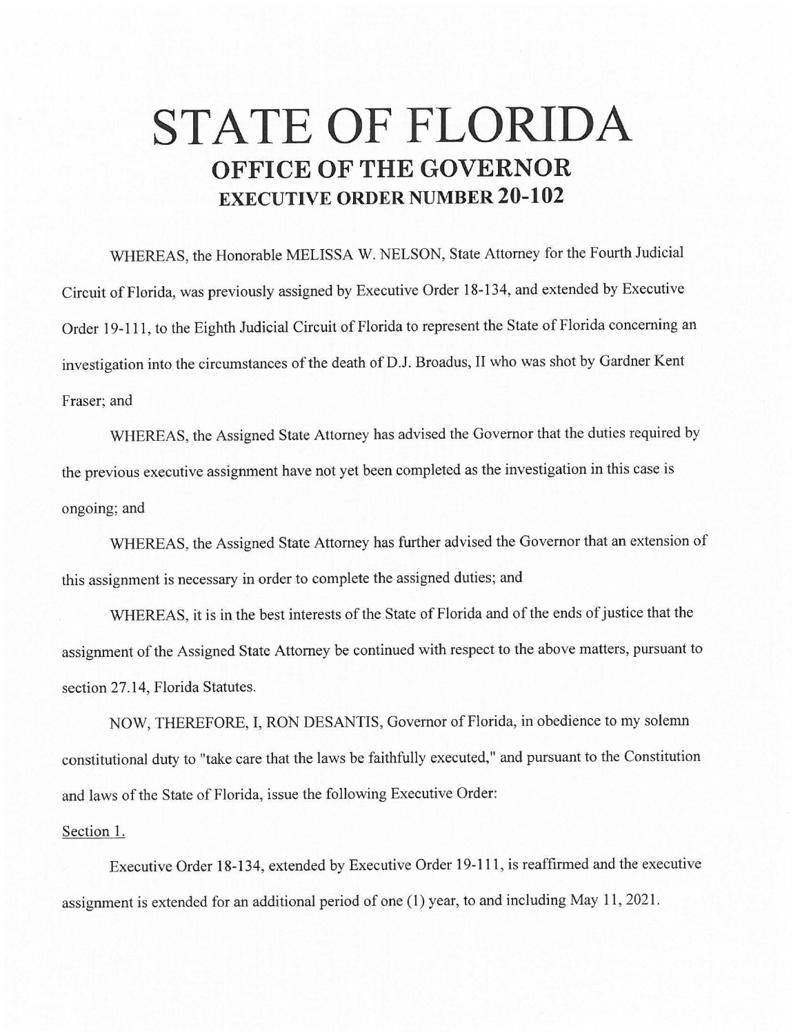# STATE OF FLORIDA

## OFFICE OF THE GOVERNOR

### EXECUTIVE ORDER NUMBER 20-102

WHEREAS, the Honorable MELISSA W. NELSON, State Attorney for the Fourth Judicial Circuit of Florida, was previously assigned by Executive Order 18-134, and extended by Executive Order 19-111, to the Eighth Judicial Circuit of Florida to represent the State of Florida concerning an investigation into the circumstances of the death of D.J. Broadus, II who was shot by Gardner Kent Fraser; and

WHEREAS, the Assigned State Attorney has advised the Governor that the duties required by the previous executive assignment have not yet been completed as the investigation in this case is ongoing; and

WHEREAS, the Assigned State Attorney has further advised the Governor that an extension of this assignment is necessary in order to complete the assigned duties; and

WHEREAS, it is in the best interests of the State of Florida and of the ends of justice that the assignment of the Assigned State Attorney be continued with respect to the above matters, pursuant to section 27.14, Florida Statutes.

NOW, THEREFORE, I, RON DESANTIS, Governor of Florida, in obedience to my solemn constitutional duty to "take care that the laws be faithfully executed," and pursuant to the Constitution and laws of the State of Florida, issue the following Executive Order:

Section 1.

Executive Order 18-134, extended by Executive Order 19-111, is reaffirmed and the executive assignment is extended for an additional period of one (1) year, to and including May 11, 2021.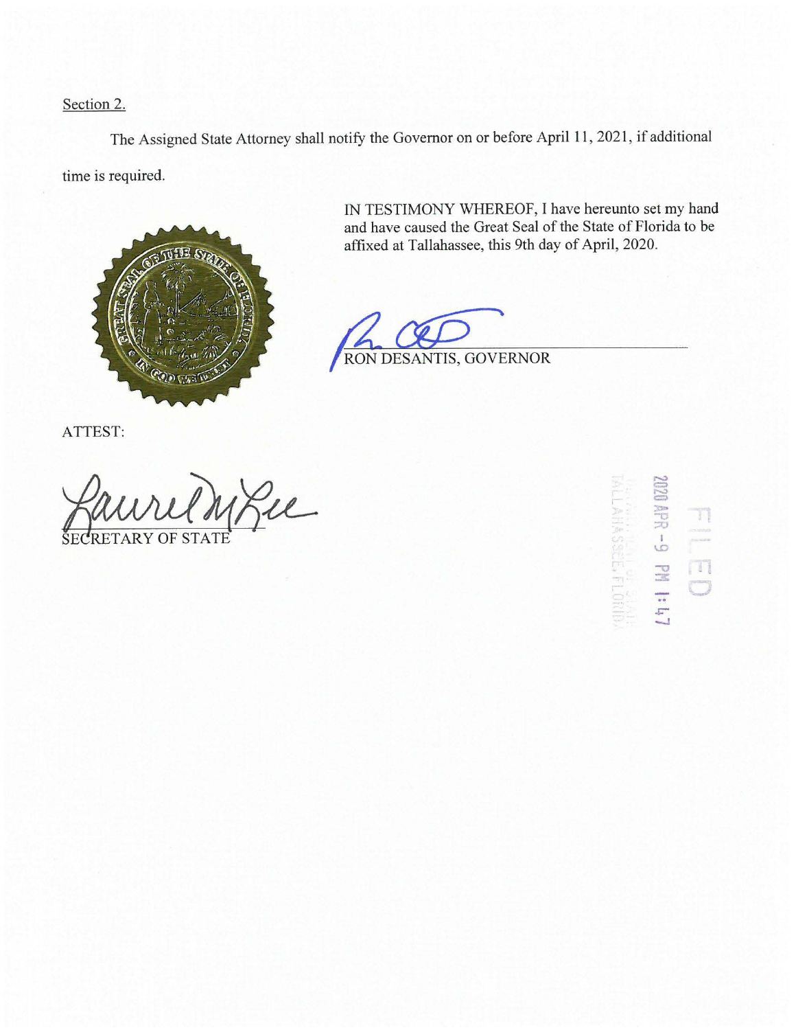Section 2.

The Assigned State Attorney shall notify the Governor on or before April 11, 2021, if additional time is required.

IN TESTIMONY WHEREOF, I have hereunto set my hand and have caused the Great Seal of the State of Florida to be affixed at Tallahassee, this 9th day of April, 2020.

RON DESANTIS, GOVERNOR

ATTEST:

SECRETARY OF STATE

FILED

2020 APR -9 PM 1:47

TALLAHASSEE, FLORIDA